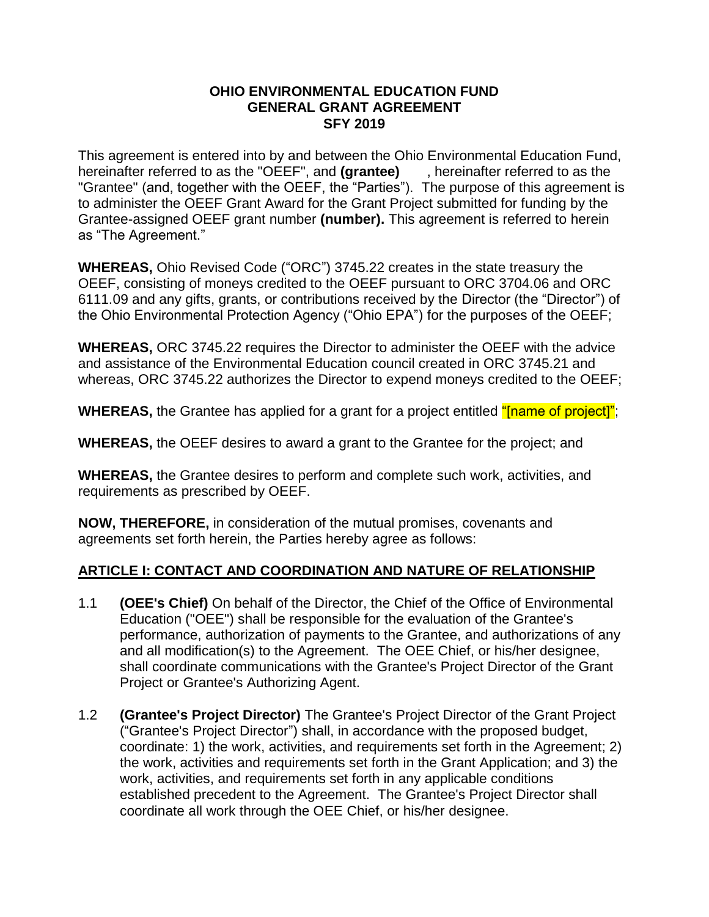**OHIO ENVIRONMENTAL EDUCATION FUND**
**GENERAL GRANT AGREEMENT**
**SFY 2019**

This agreement is entered into by and between the Ohio Environmental Education Fund, hereinafter referred to as the "OEEF", and **(grantee)** , hereinafter referred to as the "Grantee" (and, together with the OEEF, the "Parties"). The purpose of this agreement is to administer the OEEF Grant Award for the Grant Project submitted for funding by the Grantee-assigned OEEF grant number **(number).** This agreement is referred to herein as "The Agreement."

**WHEREAS,** Ohio Revised Code ("ORC") 3745.22 creates in the state treasury the OEEF, consisting of moneys credited to the OEEF pursuant to ORC 3704.06 and ORC 6111.09 and any gifts, grants, or contributions received by the Director (the "Director") of the Ohio Environmental Protection Agency ("Ohio EPA") for the purposes of the OEEF;

**WHEREAS,** ORC 3745.22 requires the Director to administer the OEEF with the advice and assistance of the Environmental Education council created in ORC 3745.21 and whereas, ORC 3745.22 authorizes the Director to expend moneys credited to the OEEF;

**WHEREAS,** the Grantee has applied for a grant for a project entitled "[name of project]";

**WHEREAS,** the OEEF desires to award a grant to the Grantee for the project; and

**WHEREAS,** the Grantee desires to perform and complete such work, activities, and requirements as prescribed by OEEF.

**NOW, THEREFORE,** in consideration of the mutual promises, covenants and agreements set forth herein, the Parties hereby agree as follows:

## ARTICLE I: CONTACT AND COORDINATION AND NATURE OF RELATIONSHIP

1.1 **(OEE's Chief)** On behalf of the Director, the Chief of the Office of Environmental Education ("OEE") shall be responsible for the evaluation of the Grantee's performance, authorization of payments to the Grantee, and authorizations of any and all modification(s) to the Agreement. The OEE Chief, or his/her designee, shall coordinate communications with the Grantee's Project Director of the Grant Project or Grantee's Authorizing Agent.

1.2 **(Grantee's Project Director)** The Grantee's Project Director of the Grant Project ("Grantee's Project Director") shall, in accordance with the proposed budget, coordinate: 1) the work, activities, and requirements set forth in the Agreement; 2) the work, activities and requirements set forth in the Grant Application; and 3) the work, activities, and requirements set forth in any applicable conditions established precedent to the Agreement. The Grantee's Project Director shall coordinate all work through the OEE Chief, or his/her designee.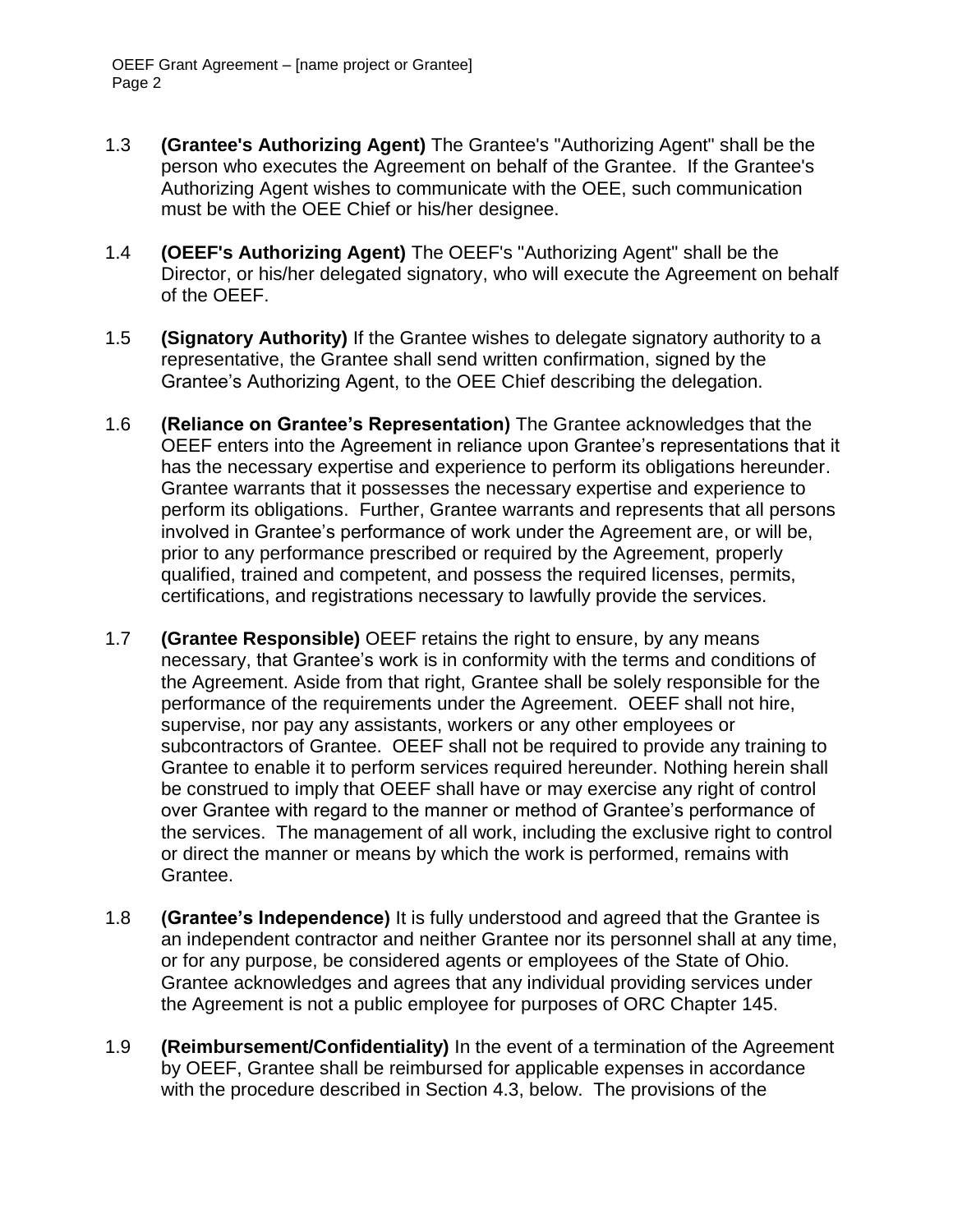1.3 **(Grantee's Authorizing Agent)** The Grantee's "Authorizing Agent" shall be the person who executes the Agreement on behalf of the Grantee. If the Grantee's Authorizing Agent wishes to communicate with the OEE, such communication must be with the OEE Chief or his/her designee.

1.4 **(OEEF's Authorizing Agent)** The OEEF's "Authorizing Agent" shall be the Director, or his/her delegated signatory, who will execute the Agreement on behalf of the OEEF.

1.5 **(Signatory Authority)** If the Grantee wishes to delegate signatory authority to a representative, the Grantee shall send written confirmation, signed by the Grantee's Authorizing Agent, to the OEE Chief describing the delegation.

1.6 **(Reliance on Grantee's Representation)** The Grantee acknowledges that the OEEF enters into the Agreement in reliance upon Grantee's representations that it has the necessary expertise and experience to perform its obligations hereunder. Grantee warrants that it possesses the necessary expertise and experience to perform its obligations. Further, Grantee warrants and represents that all persons involved in Grantee's performance of work under the Agreement are, or will be, prior to any performance prescribed or required by the Agreement, properly qualified, trained and competent, and possess the required licenses, permits, certifications, and registrations necessary to lawfully provide the services.

1.7 **(Grantee Responsible)** OEEF retains the right to ensure, by any means necessary, that Grantee's work is in conformity with the terms and conditions of the Agreement. Aside from that right, Grantee shall be solely responsible for the performance of the requirements under the Agreement. OEEF shall not hire, supervise, nor pay any assistants, workers or any other employees or subcontractors of Grantee. OEEF shall not be required to provide any training to Grantee to enable it to perform services required hereunder. Nothing herein shall be construed to imply that OEEF shall have or may exercise any right of control over Grantee with regard to the manner or method of Grantee's performance of the services. The management of all work, including the exclusive right to control or direct the manner or means by which the work is performed, remains with Grantee.

1.8 **(Grantee's Independence)** It is fully understood and agreed that the Grantee is an independent contractor and neither Grantee nor its personnel shall at any time, or for any purpose, be considered agents or employees of the State of Ohio. Grantee acknowledges and agrees that any individual providing services under the Agreement is not a public employee for purposes of ORC Chapter 145.

1.9 **(Reimbursement/Confidentiality)** In the event of a termination of the Agreement by OEEF, Grantee shall be reimbursed for applicable expenses in accordance with the procedure described in Section 4.3, below. The provisions of the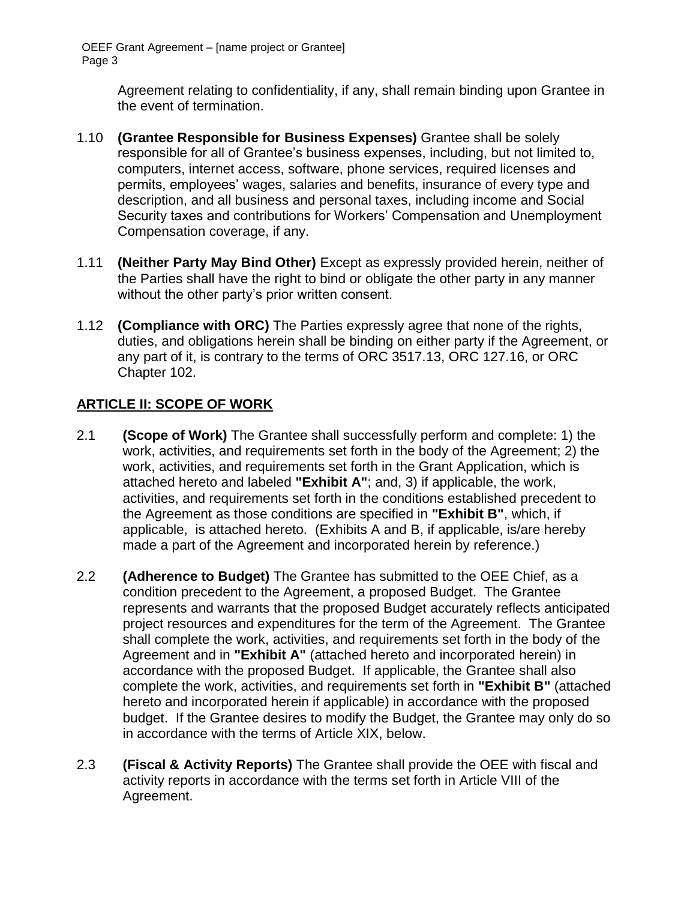Agreement relating to confidentiality, if any, shall remain binding upon Grantee in the event of termination.

1.10 **(Grantee Responsible for Business Expenses)** Grantee shall be solely responsible for all of Grantee's business expenses, including, but not limited to, computers, internet access, software, phone services, required licenses and permits, employees' wages, salaries and benefits, insurance of every type and description, and all business and personal taxes, including income and Social Security taxes and contributions for Workers' Compensation and Unemployment Compensation coverage, if any.

1.11 **(Neither Party May Bind Other)** Except as expressly provided herein, neither of the Parties shall have the right to bind or obligate the other party in any manner without the other party's prior written consent.

1.12 **(Compliance with ORC)** The Parties expressly agree that none of the rights, duties, and obligations herein shall be binding on either party if the Agreement, or any part of it, is contrary to the terms of ORC 3517.13, ORC 127.16, or ORC Chapter 102.

## ARTICLE II: SCOPE OF WORK

2.1 **(Scope of Work)** The Grantee shall successfully perform and complete: 1) the work, activities, and requirements set forth in the body of the Agreement; 2) the work, activities, and requirements set forth in the Grant Application, which is attached hereto and labeled **"Exhibit A"**; and, 3) if applicable, the work, activities, and requirements set forth in the conditions established precedent to the Agreement as those conditions are specified in **"Exhibit B"**, which, if applicable, is attached hereto. (Exhibits A and B, if applicable, is/are hereby made a part of the Agreement and incorporated herein by reference.)

2.2 **(Adherence to Budget)** The Grantee has submitted to the OEE Chief, as a condition precedent to the Agreement, a proposed Budget. The Grantee represents and warrants that the proposed Budget accurately reflects anticipated project resources and expenditures for the term of the Agreement. The Grantee shall complete the work, activities, and requirements set forth in the body of the Agreement and in **"Exhibit A"** (attached hereto and incorporated herein) in accordance with the proposed Budget. If applicable, the Grantee shall also complete the work, activities, and requirements set forth in **"Exhibit B"** (attached hereto and incorporated herein if applicable) in accordance with the proposed budget. If the Grantee desires to modify the Budget, the Grantee may only do so in accordance with the terms of Article XIX, below.

2.3 **(Fiscal & Activity Reports)** The Grantee shall provide the OEE with fiscal and activity reports in accordance with the terms set forth in Article VIII of the Agreement.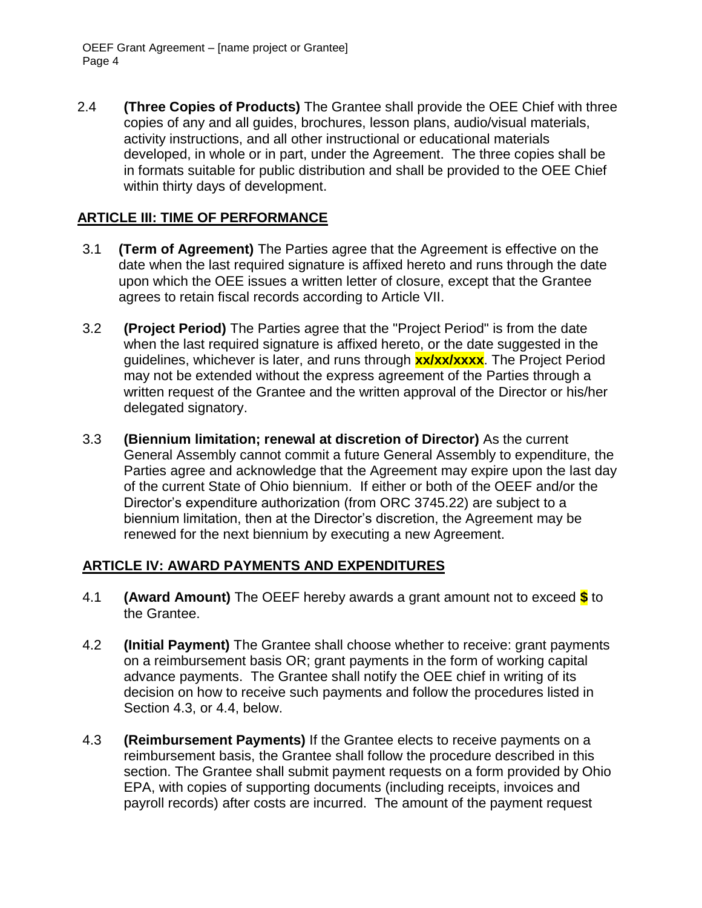2.4 **(Three Copies of Products)** The Grantee shall provide the OEE Chief with three copies of any and all guides, brochures, lesson plans, audio/visual materials, activity instructions, and all other instructional or educational materials developed, in whole or in part, under the Agreement. The three copies shall be in formats suitable for public distribution and shall be provided to the OEE Chief within thirty days of development.

## ARTICLE III: TIME OF PERFORMANCE

3.1 **(Term of Agreement)** The Parties agree that the Agreement is effective on the date when the last required signature is affixed hereto and runs through the date upon which the OEE issues a written letter of closure, except that the Grantee agrees to retain fiscal records according to Article VII.

3.2 **(Project Period)** The Parties agree that the "Project Period" is from the date when the last required signature is affixed hereto, or the date suggested in the guidelines, whichever is later, and runs through **xx/xx/xxxx**. The Project Period may not be extended without the express agreement of the Parties through a written request of the Grantee and the written approval of the Director or his/her delegated signatory.

3.3 **(Biennium limitation; renewal at discretion of Director)** As the current General Assembly cannot commit a future General Assembly to expenditure, the Parties agree and acknowledge that the Agreement may expire upon the last day of the current State of Ohio biennium. If either or both of the OEEF and/or the Director's expenditure authorization (from ORC 3745.22) are subject to a biennium limitation, then at the Director's discretion, the Agreement may be renewed for the next biennium by executing a new Agreement.

## ARTICLE IV: AWARD PAYMENTS AND EXPENDITURES

4.1 **(Award Amount)** The OEEF hereby awards a grant amount not to exceed **$** to the Grantee.

4.2 **(Initial Payment)** The Grantee shall choose whether to receive: grant payments on a reimbursement basis OR; grant payments in the form of working capital advance payments. The Grantee shall notify the OEE chief in writing of its decision on how to receive such payments and follow the procedures listed in Section 4.3, or 4.4, below.

4.3 **(Reimbursement Payments)** If the Grantee elects to receive payments on a reimbursement basis, the Grantee shall follow the procedure described in this section. The Grantee shall submit payment requests on a form provided by Ohio EPA, with copies of supporting documents (including receipts, invoices and payroll records) after costs are incurred. The amount of the payment request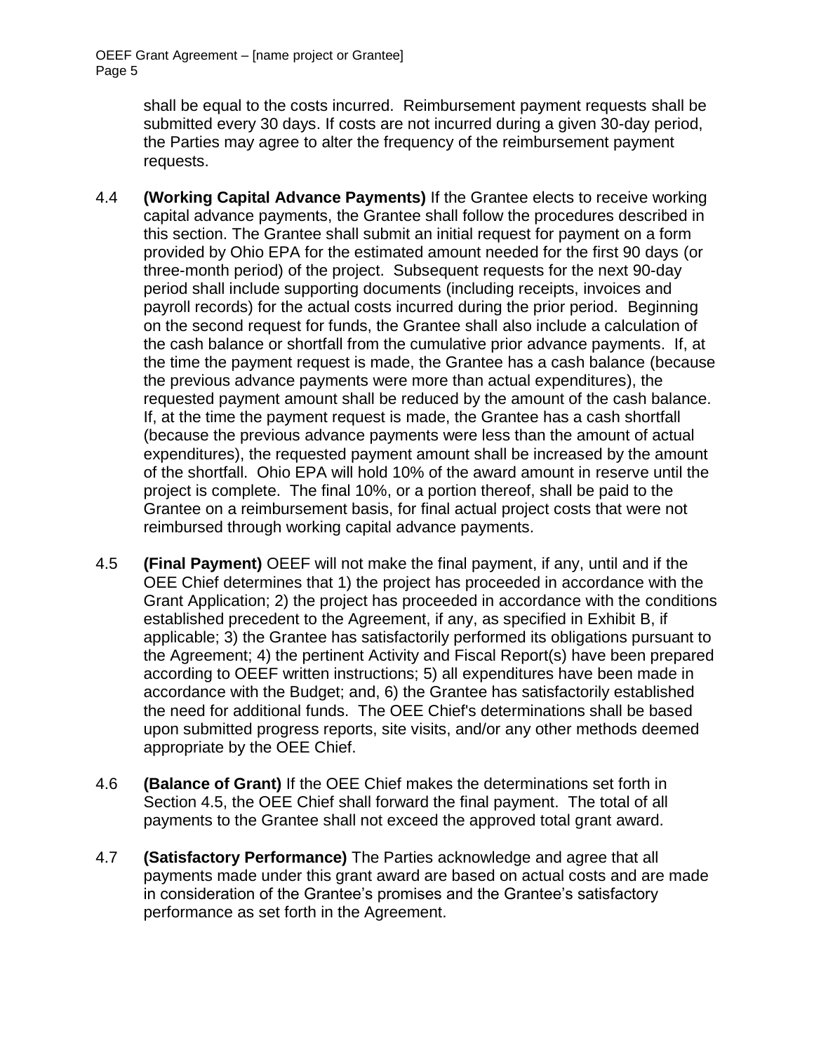shall be equal to the costs incurred. Reimbursement payment requests shall be submitted every 30 days. If costs are not incurred during a given 30-day period, the Parties may agree to alter the frequency of the reimbursement payment requests.

4.4 **(Working Capital Advance Payments)** If the Grantee elects to receive working capital advance payments, the Grantee shall follow the procedures described in this section. The Grantee shall submit an initial request for payment on a form provided by Ohio EPA for the estimated amount needed for the first 90 days (or three-month period) of the project. Subsequent requests for the next 90-day period shall include supporting documents (including receipts, invoices and payroll records) for the actual costs incurred during the prior period. Beginning on the second request for funds, the Grantee shall also include a calculation of the cash balance or shortfall from the cumulative prior advance payments. If, at the time the payment request is made, the Grantee has a cash balance (because the previous advance payments were more than actual expenditures), the requested payment amount shall be reduced by the amount of the cash balance. If, at the time the payment request is made, the Grantee has a cash shortfall (because the previous advance payments were less than the amount of actual expenditures), the requested payment amount shall be increased by the amount of the shortfall. Ohio EPA will hold 10% of the award amount in reserve until the project is complete. The final 10%, or a portion thereof, shall be paid to the Grantee on a reimbursement basis, for final actual project costs that were not reimbursed through working capital advance payments.

4.5 **(Final Payment)** OEEF will not make the final payment, if any, until and if the OEE Chief determines that 1) the project has proceeded in accordance with the Grant Application; 2) the project has proceeded in accordance with the conditions established precedent to the Agreement, if any, as specified in Exhibit B, if applicable; 3) the Grantee has satisfactorily performed its obligations pursuant to the Agreement; 4) the pertinent Activity and Fiscal Report(s) have been prepared according to OEEF written instructions; 5) all expenditures have been made in accordance with the Budget; and, 6) the Grantee has satisfactorily established the need for additional funds. The OEE Chief's determinations shall be based upon submitted progress reports, site visits, and/or any other methods deemed appropriate by the OEE Chief.

4.6 **(Balance of Grant)** If the OEE Chief makes the determinations set forth in Section 4.5, the OEE Chief shall forward the final payment. The total of all payments to the Grantee shall not exceed the approved total grant award.

4.7 **(Satisfactory Performance)** The Parties acknowledge and agree that all payments made under this grant award are based on actual costs and are made in consideration of the Grantee's promises and the Grantee's satisfactory performance as set forth in the Agreement.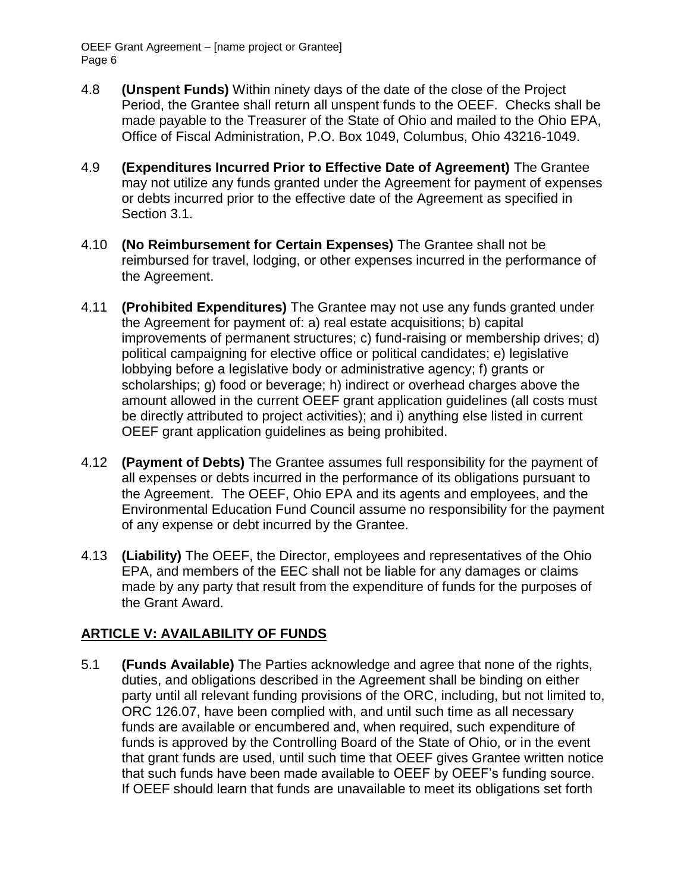4.8 **(Unspent Funds)** Within ninety days of the date of the close of the Project Period, the Grantee shall return all unspent funds to the OEEF. Checks shall be made payable to the Treasurer of the State of Ohio and mailed to the Ohio EPA, Office of Fiscal Administration, P.O. Box 1049, Columbus, Ohio 43216-1049.

4.9 **(Expenditures Incurred Prior to Effective Date of Agreement)** The Grantee may not utilize any funds granted under the Agreement for payment of expenses or debts incurred prior to the effective date of the Agreement as specified in Section 3.1.

4.10 **(No Reimbursement for Certain Expenses)** The Grantee shall not be reimbursed for travel, lodging, or other expenses incurred in the performance of the Agreement.

4.11 **(Prohibited Expenditures)** The Grantee may not use any funds granted under the Agreement for payment of: a) real estate acquisitions; b) capital improvements of permanent structures; c) fund-raising or membership drives; d) political campaigning for elective office or political candidates; e) legislative lobbying before a legislative body or administrative agency; f) grants or scholarships; g) food or beverage; h) indirect or overhead charges above the amount allowed in the current OEEF grant application guidelines (all costs must be directly attributed to project activities); and i) anything else listed in current OEEF grant application guidelines as being prohibited.

4.12 **(Payment of Debts)** The Grantee assumes full responsibility for the payment of all expenses or debts incurred in the performance of its obligations pursuant to the Agreement. The OEEF, Ohio EPA and its agents and employees, and the Environmental Education Fund Council assume no responsibility for the payment of any expense or debt incurred by the Grantee.

4.13 **(Liability)** The OEEF, the Director, employees and representatives of the Ohio EPA, and members of the EEC shall not be liable for any damages or claims made by any party that result from the expenditure of funds for the purposes of the Grant Award.

## ARTICLE V: AVAILABILITY OF FUNDS

5.1 **(Funds Available)** The Parties acknowledge and agree that none of the rights, duties, and obligations described in the Agreement shall be binding on either party until all relevant funding provisions of the ORC, including, but not limited to, ORC 126.07, have been complied with, and until such time as all necessary funds are available or encumbered and, when required, such expenditure of funds is approved by the Controlling Board of the State of Ohio, or in the event that grant funds are used, until such time that OEEF gives Grantee written notice that such funds have been made available to OEEF by OEEF's funding source. If OEEF should learn that funds are unavailable to meet its obligations set forth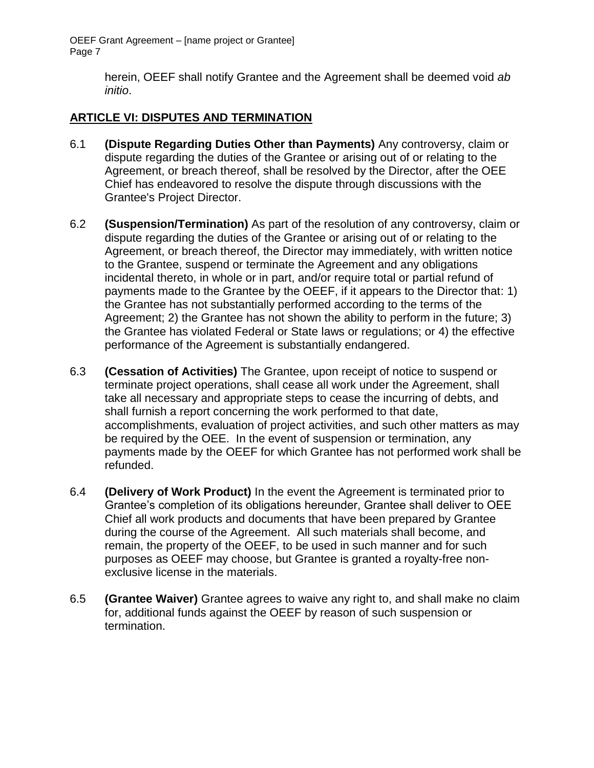herein, OEEF shall notify Grantee and the Agreement shall be deemed void *ab initio*.

## ARTICLE VI: DISPUTES AND TERMINATION

6.1 **(Dispute Regarding Duties Other than Payments)** Any controversy, claim or dispute regarding the duties of the Grantee or arising out of or relating to the Agreement, or breach thereof, shall be resolved by the Director, after the OEE Chief has endeavored to resolve the dispute through discussions with the Grantee's Project Director.

6.2 **(Suspension/Termination)** As part of the resolution of any controversy, claim or dispute regarding the duties of the Grantee or arising out of or relating to the Agreement, or breach thereof, the Director may immediately, with written notice to the Grantee, suspend or terminate the Agreement and any obligations incidental thereto, in whole or in part, and/or require total or partial refund of payments made to the Grantee by the OEEF, if it appears to the Director that: 1) the Grantee has not substantially performed according to the terms of the Agreement; 2) the Grantee has not shown the ability to perform in the future; 3) the Grantee has violated Federal or State laws or regulations; or 4) the effective performance of the Agreement is substantially endangered.

6.3 **(Cessation of Activities)** The Grantee, upon receipt of notice to suspend or terminate project operations, shall cease all work under the Agreement, shall take all necessary and appropriate steps to cease the incurring of debts, and shall furnish a report concerning the work performed to that date, accomplishments, evaluation of project activities, and such other matters as may be required by the OEE. In the event of suspension or termination, any payments made by the OEEF for which Grantee has not performed work shall be refunded.

6.4 **(Delivery of Work Product)** In the event the Agreement is terminated prior to Grantee's completion of its obligations hereunder, Grantee shall deliver to OEE Chief all work products and documents that have been prepared by Grantee during the course of the Agreement. All such materials shall become, and remain, the property of the OEEF, to be used in such manner and for such purposes as OEEF may choose, but Grantee is granted a royalty-free non-exclusive license in the materials.

6.5 **(Grantee Waiver)** Grantee agrees to waive any right to, and shall make no claim for, additional funds against the OEEF by reason of such suspension or termination.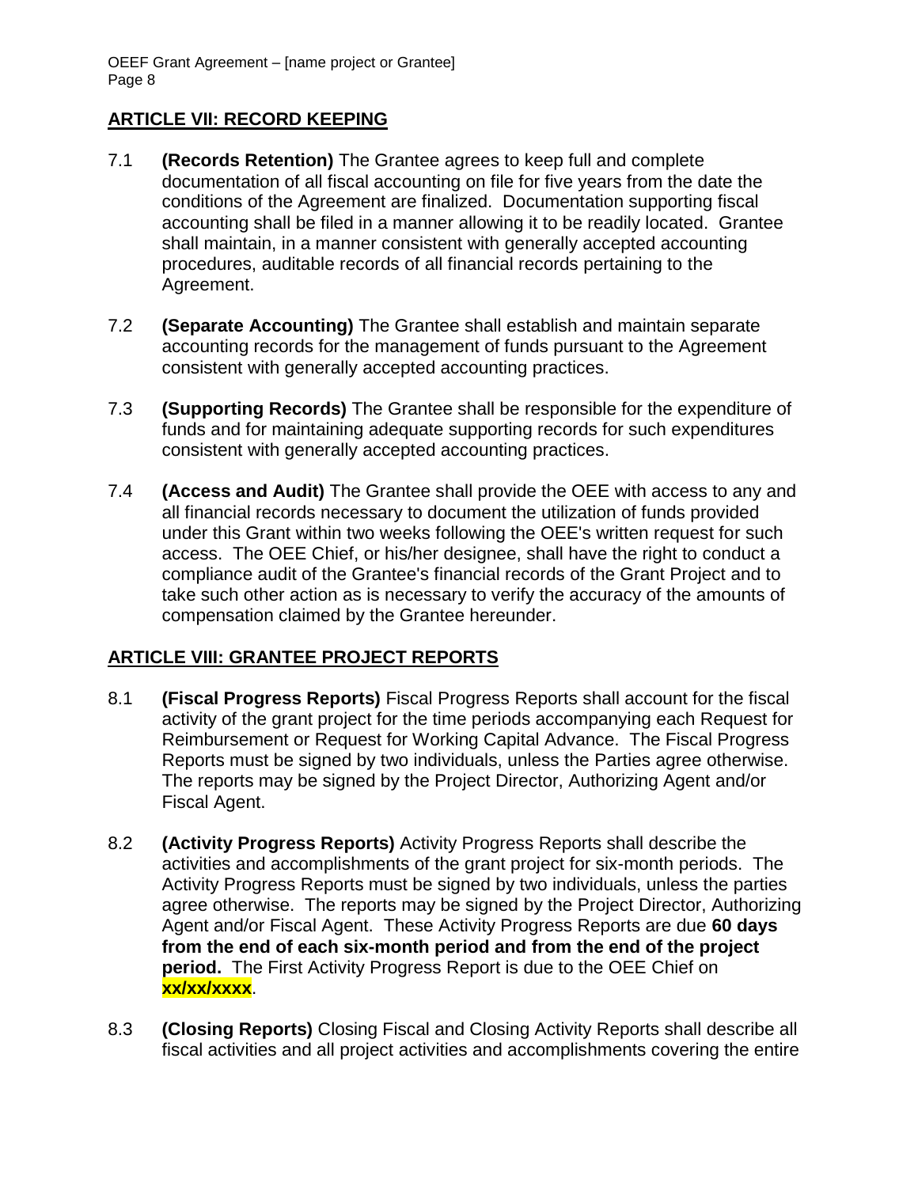## ARTICLE VII: RECORD KEEPING

7.1 **(Records Retention)** The Grantee agrees to keep full and complete documentation of all fiscal accounting on file for five years from the date the conditions of the Agreement are finalized. Documentation supporting fiscal accounting shall be filed in a manner allowing it to be readily located. Grantee shall maintain, in a manner consistent with generally accepted accounting procedures, auditable records of all financial records pertaining to the Agreement.

7.2 **(Separate Accounting)** The Grantee shall establish and maintain separate accounting records for the management of funds pursuant to the Agreement consistent with generally accepted accounting practices.

7.3 **(Supporting Records)** The Grantee shall be responsible for the expenditure of funds and for maintaining adequate supporting records for such expenditures consistent with generally accepted accounting practices.

7.4 **(Access and Audit)** The Grantee shall provide the OEE with access to any and all financial records necessary to document the utilization of funds provided under this Grant within two weeks following the OEE's written request for such access. The OEE Chief, or his/her designee, shall have the right to conduct a compliance audit of the Grantee's financial records of the Grant Project and to take such other action as is necessary to verify the accuracy of the amounts of compensation claimed by the Grantee hereunder.

## ARTICLE VIII: GRANTEE PROJECT REPORTS

8.1 **(Fiscal Progress Reports)** Fiscal Progress Reports shall account for the fiscal activity of the grant project for the time periods accompanying each Request for Reimbursement or Request for Working Capital Advance. The Fiscal Progress Reports must be signed by two individuals, unless the Parties agree otherwise. The reports may be signed by the Project Director, Authorizing Agent and/or Fiscal Agent.

8.2 **(Activity Progress Reports)** Activity Progress Reports shall describe the activities and accomplishments of the grant project for six-month periods. The Activity Progress Reports must be signed by two individuals, unless the parties agree otherwise. The reports may be signed by the Project Director, Authorizing Agent and/or Fiscal Agent. These Activity Progress Reports are due **60 days from the end of each six-month period and from the end of the project period.** The First Activity Progress Report is due to the OEE Chief on **xx/xx/xxxx**.

8.3 **(Closing Reports)** Closing Fiscal and Closing Activity Reports shall describe all fiscal activities and all project activities and accomplishments covering the entire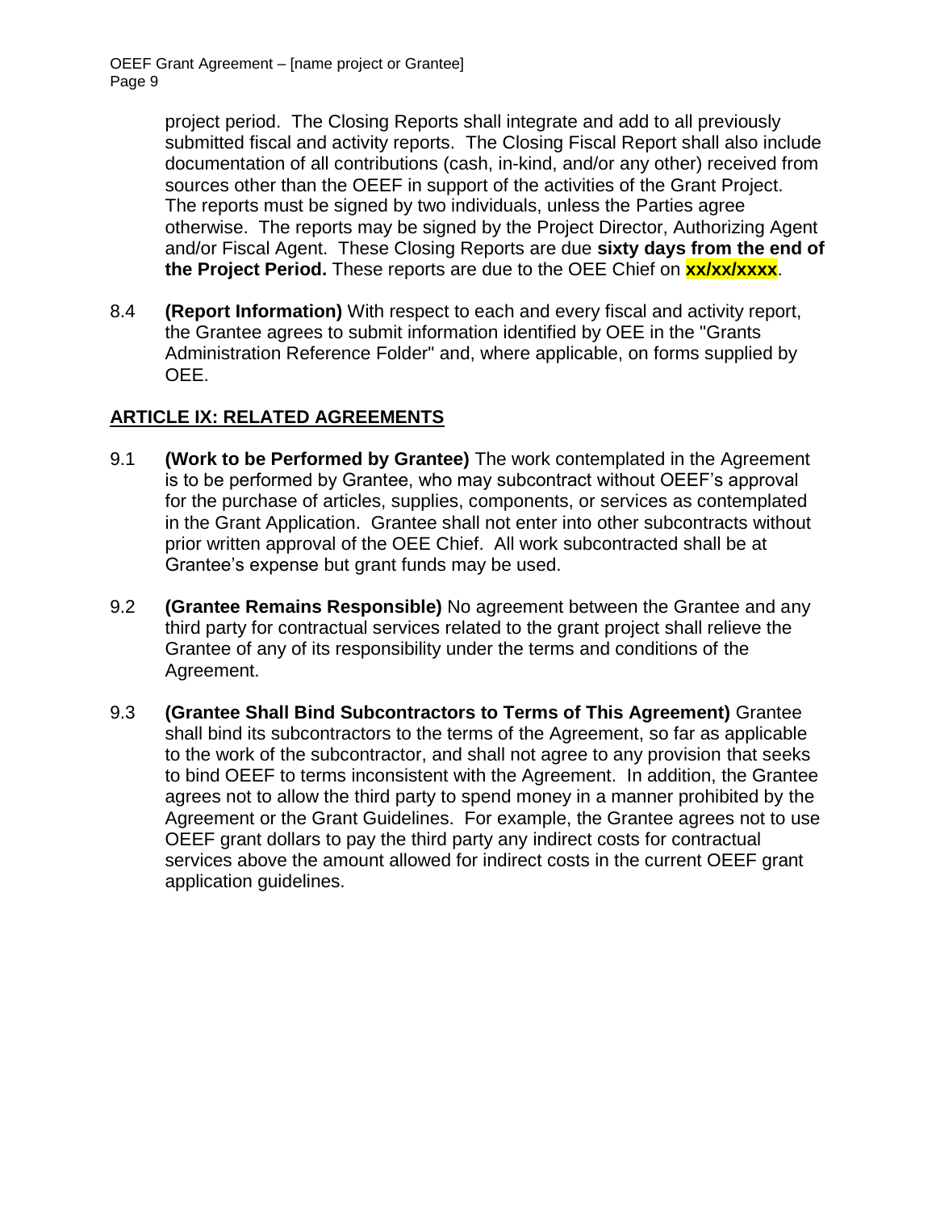project period. The Closing Reports shall integrate and add to all previously submitted fiscal and activity reports. The Closing Fiscal Report shall also include documentation of all contributions (cash, in-kind, and/or any other) received from sources other than the OEEF in support of the activities of the Grant Project. The reports must be signed by two individuals, unless the Parties agree otherwise. The reports may be signed by the Project Director, Authorizing Agent and/or Fiscal Agent. These Closing Reports are due **sixty days from the end of the Project Period.** These reports are due to the OEE Chief on **xx/xx/xxxx**.

8.4 **(Report Information)** With respect to each and every fiscal and activity report, the Grantee agrees to submit information identified by OEE in the "Grants Administration Reference Folder" and, where applicable, on forms supplied by OEE.

## ARTICLE IX: RELATED AGREEMENTS

9.1 **(Work to be Performed by Grantee)** The work contemplated in the Agreement is to be performed by Grantee, who may subcontract without OEEF's approval for the purchase of articles, supplies, components, or services as contemplated in the Grant Application. Grantee shall not enter into other subcontracts without prior written approval of the OEE Chief. All work subcontracted shall be at Grantee's expense but grant funds may be used.

9.2 **(Grantee Remains Responsible)** No agreement between the Grantee and any third party for contractual services related to the grant project shall relieve the Grantee of any of its responsibility under the terms and conditions of the Agreement.

9.3 **(Grantee Shall Bind Subcontractors to Terms of This Agreement)** Grantee shall bind its subcontractors to the terms of the Agreement, so far as applicable to the work of the subcontractor, and shall not agree to any provision that seeks to bind OEEF to terms inconsistent with the Agreement. In addition, the Grantee agrees not to allow the third party to spend money in a manner prohibited by the Agreement or the Grant Guidelines. For example, the Grantee agrees not to use OEEF grant dollars to pay the third party any indirect costs for contractual services above the amount allowed for indirect costs in the current OEEF grant application guidelines.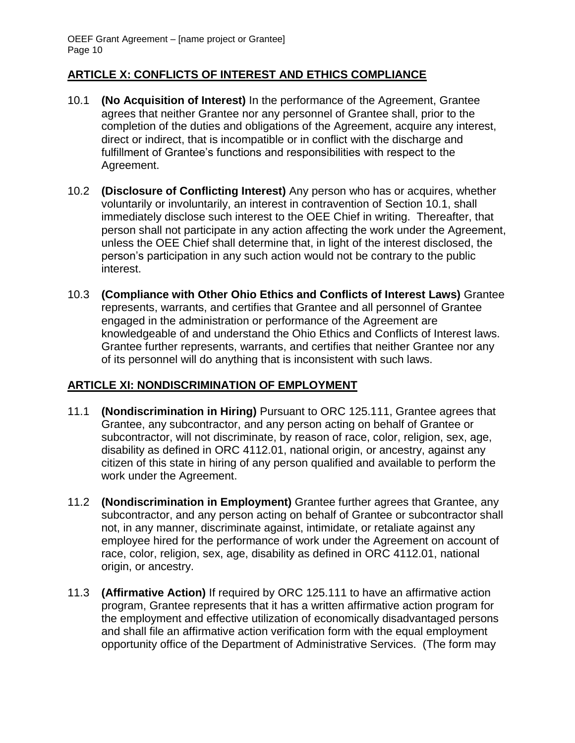## ARTICLE X: CONFLICTS OF INTEREST AND ETHICS COMPLIANCE

10.1 **(No Acquisition of Interest)** In the performance of the Agreement, Grantee agrees that neither Grantee nor any personnel of Grantee shall, prior to the completion of the duties and obligations of the Agreement, acquire any interest, direct or indirect, that is incompatible or in conflict with the discharge and fulfillment of Grantee's functions and responsibilities with respect to the Agreement.

10.2 **(Disclosure of Conflicting Interest)** Any person who has or acquires, whether voluntarily or involuntarily, an interest in contravention of Section 10.1, shall immediately disclose such interest to the OEE Chief in writing. Thereafter, that person shall not participate in any action affecting the work under the Agreement, unless the OEE Chief shall determine that, in light of the interest disclosed, the person's participation in any such action would not be contrary to the public interest.

10.3 **(Compliance with Other Ohio Ethics and Conflicts of Interest Laws)** Grantee represents, warrants, and certifies that Grantee and all personnel of Grantee engaged in the administration or performance of the Agreement are knowledgeable of and understand the Ohio Ethics and Conflicts of Interest laws. Grantee further represents, warrants, and certifies that neither Grantee nor any of its personnel will do anything that is inconsistent with such laws.

## ARTICLE XI: NONDISCRIMINATION OF EMPLOYMENT

11.1 **(Nondiscrimination in Hiring)** Pursuant to ORC 125.111, Grantee agrees that Grantee, any subcontractor, and any person acting on behalf of Grantee or subcontractor, will not discriminate, by reason of race, color, religion, sex, age, disability as defined in ORC 4112.01, national origin, or ancestry, against any citizen of this state in hiring of any person qualified and available to perform the work under the Agreement.

11.2 **(Nondiscrimination in Employment)** Grantee further agrees that Grantee, any subcontractor, and any person acting on behalf of Grantee or subcontractor shall not, in any manner, discriminate against, intimidate, or retaliate against any employee hired for the performance of work under the Agreement on account of race, color, religion, sex, age, disability as defined in ORC 4112.01, national origin, or ancestry.

11.3 **(Affirmative Action)** If required by ORC 125.111 to have an affirmative action program, Grantee represents that it has a written affirmative action program for the employment and effective utilization of economically disadvantaged persons and shall file an affirmative action verification form with the equal employment opportunity office of the Department of Administrative Services. (The form may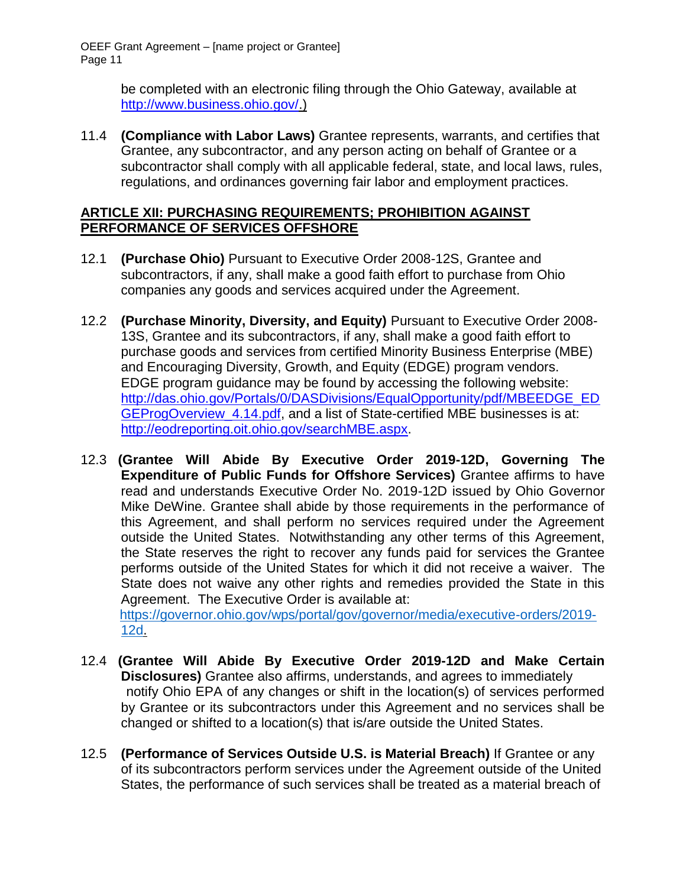be completed with an electronic filing through the Ohio Gateway, available at http://www.business.ohio.gov/.)

11.4 **(Compliance with Labor Laws)** Grantee represents, warrants, and certifies that Grantee, any subcontractor, and any person acting on behalf of Grantee or a subcontractor shall comply with all applicable federal, state, and local laws, rules, regulations, and ordinances governing fair labor and employment practices.

## ARTICLE XII: PURCHASING REQUIREMENTS; PROHIBITION AGAINST PERFORMANCE OF SERVICES OFFSHORE

12.1 **(Purchase Ohio)** Pursuant to Executive Order 2008-12S, Grantee and subcontractors, if any, shall make a good faith effort to purchase from Ohio companies any goods and services acquired under the Agreement.

12.2 **(Purchase Minority, Diversity, and Equity)** Pursuant to Executive Order 2008-13S, Grantee and its subcontractors, if any, shall make a good faith effort to purchase goods and services from certified Minority Business Enterprise (MBE) and Encouraging Diversity, Growth, and Equity (EDGE) program vendors. EDGE program guidance may be found by accessing the following website: http://das.ohio.gov/Portals/0/DASDivisions/EqualOpportunity/pdf/MBEEDGE_EDGEProgOverview_4.14.pdf, and a list of State-certified MBE businesses is at: http://eodreporting.oit.ohio.gov/searchMBE.aspx.

12.3 **(Grantee Will Abide By Executive Order 2019-12D, Governing The Expenditure of Public Funds for Offshore Services)** Grantee affirms to have read and understands Executive Order No. 2019-12D issued by Ohio Governor Mike DeWine. Grantee shall abide by those requirements in the performance of this Agreement, and shall perform no services required under the Agreement outside the United States. Notwithstanding any other terms of this Agreement, the State reserves the right to recover any funds paid for services the Grantee performs outside of the United States for which it did not receive a waiver. The State does not waive any other rights and remedies provided the State in this Agreement. The Executive Order is available at: https://governor.ohio.gov/wps/portal/gov/governor/media/executive-orders/2019-12d.

12.4 **(Grantee Will Abide By Executive Order 2019-12D and Make Certain Disclosures)** Grantee also affirms, understands, and agrees to immediately notify Ohio EPA of any changes or shift in the location(s) of services performed by Grantee or its subcontractors under this Agreement and no services shall be changed or shifted to a location(s) that is/are outside the United States.

12.5 **(Performance of Services Outside U.S. is Material Breach)** If Grantee or any of its subcontractors perform services under the Agreement outside of the United States, the performance of such services shall be treated as a material breach of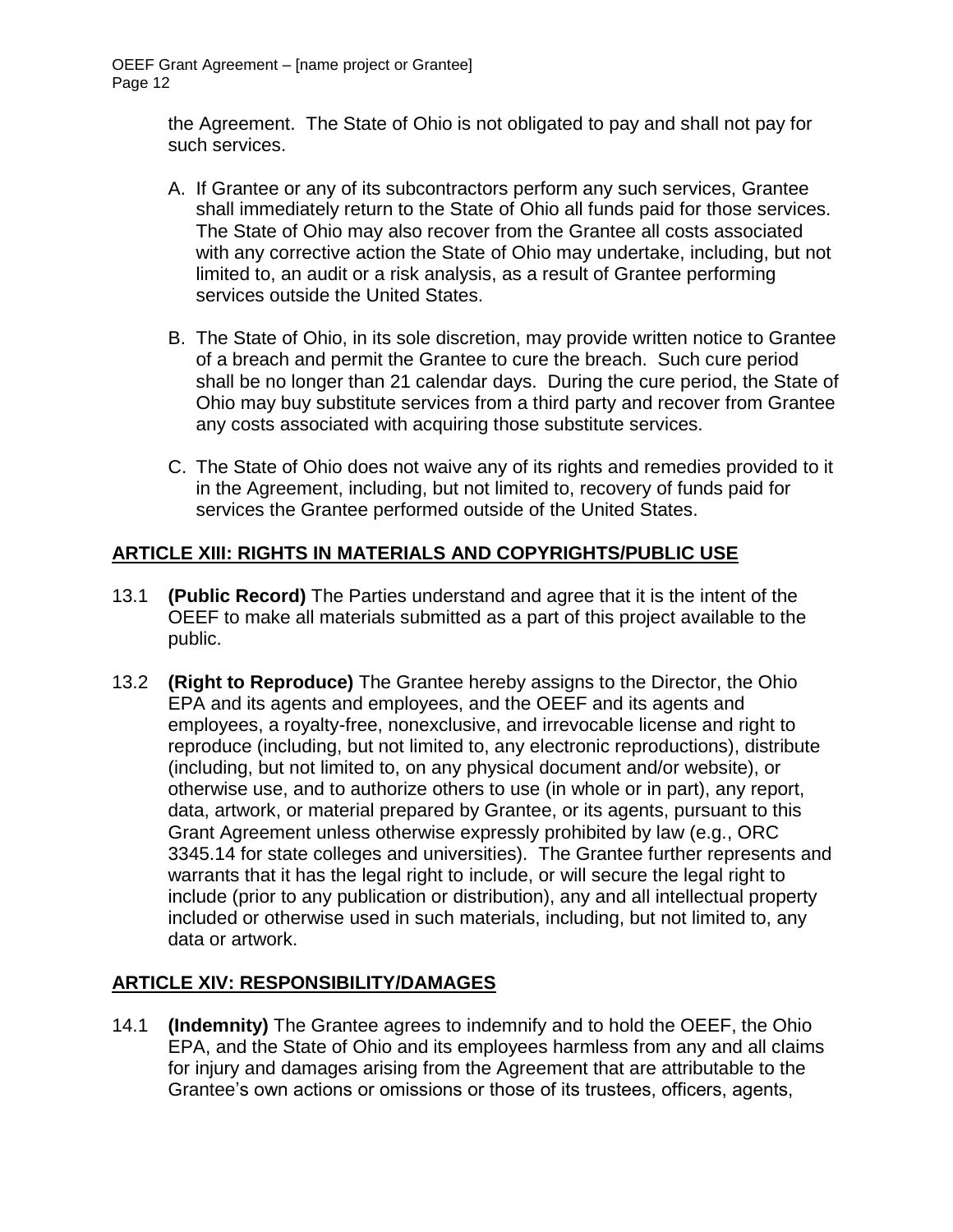the Agreement. The State of Ohio is not obligated to pay and shall not pay for such services.

A. If Grantee or any of its subcontractors perform any such services, Grantee shall immediately return to the State of Ohio all funds paid for those services. The State of Ohio may also recover from the Grantee all costs associated with any corrective action the State of Ohio may undertake, including, but not limited to, an audit or a risk analysis, as a result of Grantee performing services outside the United States.

B. The State of Ohio, in its sole discretion, may provide written notice to Grantee of a breach and permit the Grantee to cure the breach. Such cure period shall be no longer than 21 calendar days. During the cure period, the State of Ohio may buy substitute services from a third party and recover from Grantee any costs associated with acquiring those substitute services.

C. The State of Ohio does not waive any of its rights and remedies provided to it in the Agreement, including, but not limited to, recovery of funds paid for services the Grantee performed outside of the United States.

## ARTICLE XIII: RIGHTS IN MATERIALS AND COPYRIGHTS/PUBLIC USE

13.1 **(Public Record)** The Parties understand and agree that it is the intent of the OEEF to make all materials submitted as a part of this project available to the public.

13.2 **(Right to Reproduce)** The Grantee hereby assigns to the Director, the Ohio EPA and its agents and employees, and the OEEF and its agents and employees, a royalty-free, nonexclusive, and irrevocable license and right to reproduce (including, but not limited to, any electronic reproductions), distribute (including, but not limited to, on any physical document and/or website), or otherwise use, and to authorize others to use (in whole or in part), any report, data, artwork, or material prepared by Grantee, or its agents, pursuant to this Grant Agreement unless otherwise expressly prohibited by law (e.g., ORC 3345.14 for state colleges and universities). The Grantee further represents and warrants that it has the legal right to include, or will secure the legal right to include (prior to any publication or distribution), any and all intellectual property included or otherwise used in such materials, including, but not limited to, any data or artwork.

## ARTICLE XIV: RESPONSIBILITY/DAMAGES

14.1 **(Indemnity)** The Grantee agrees to indemnify and to hold the OEEF, the Ohio EPA, and the State of Ohio and its employees harmless from any and all claims for injury and damages arising from the Agreement that are attributable to the Grantee's own actions or omissions or those of its trustees, officers, agents,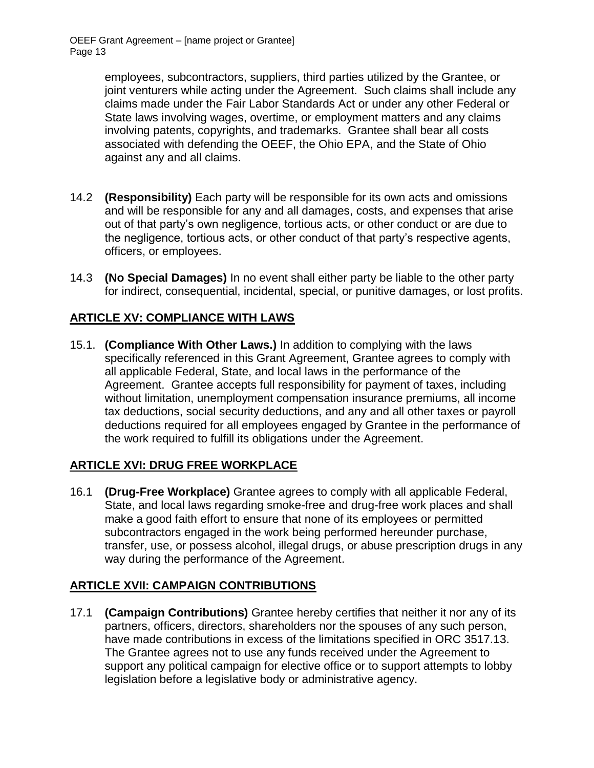employees, subcontractors, suppliers, third parties utilized by the Grantee, or joint venturers while acting under the Agreement. Such claims shall include any claims made under the Fair Labor Standards Act or under any other Federal or State laws involving wages, overtime, or employment matters and any claims involving patents, copyrights, and trademarks. Grantee shall bear all costs associated with defending the OEEF, the Ohio EPA, and the State of Ohio against any and all claims.

14.2 **(Responsibility)** Each party will be responsible for its own acts and omissions and will be responsible for any and all damages, costs, and expenses that arise out of that party's own negligence, tortious acts, or other conduct or are due to the negligence, tortious acts, or other conduct of that party's respective agents, officers, or employees.

14.3 **(No Special Damages)** In no event shall either party be liable to the other party for indirect, consequential, incidental, special, or punitive damages, or lost profits.

## ARTICLE XV: COMPLIANCE WITH LAWS

15.1. **(Compliance With Other Laws.)** In addition to complying with the laws specifically referenced in this Grant Agreement, Grantee agrees to comply with all applicable Federal, State, and local laws in the performance of the Agreement. Grantee accepts full responsibility for payment of taxes, including without limitation, unemployment compensation insurance premiums, all income tax deductions, social security deductions, and any and all other taxes or payroll deductions required for all employees engaged by Grantee in the performance of the work required to fulfill its obligations under the Agreement.

## ARTICLE XVI: DRUG FREE WORKPLACE

16.1 **(Drug-Free Workplace)** Grantee agrees to comply with all applicable Federal, State, and local laws regarding smoke-free and drug-free work places and shall make a good faith effort to ensure that none of its employees or permitted subcontractors engaged in the work being performed hereunder purchase, transfer, use, or possess alcohol, illegal drugs, or abuse prescription drugs in any way during the performance of the Agreement.

## ARTICLE XVII: CAMPAIGN CONTRIBUTIONS

17.1 **(Campaign Contributions)** Grantee hereby certifies that neither it nor any of its partners, officers, directors, shareholders nor the spouses of any such person, have made contributions in excess of the limitations specified in ORC 3517.13. The Grantee agrees not to use any funds received under the Agreement to support any political campaign for elective office or to support attempts to lobby legislation before a legislative body or administrative agency.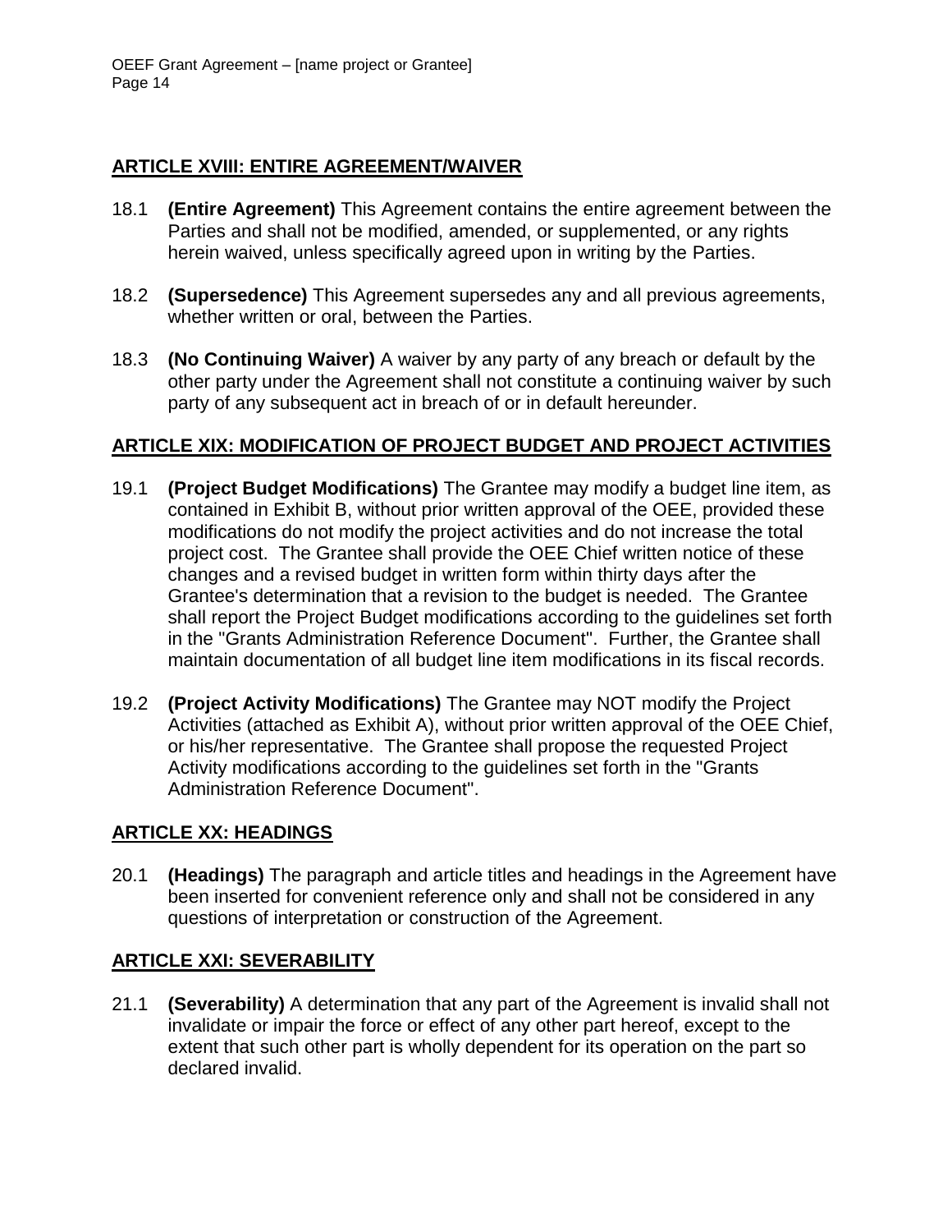## ARTICLE XVIII: ENTIRE AGREEMENT/WAIVER

18.1 **(Entire Agreement)** This Agreement contains the entire agreement between the Parties and shall not be modified, amended, or supplemented, or any rights herein waived, unless specifically agreed upon in writing by the Parties.

18.2 **(Supersedence)** This Agreement supersedes any and all previous agreements, whether written or oral, between the Parties.

18.3 **(No Continuing Waiver)** A waiver by any party of any breach or default by the other party under the Agreement shall not constitute a continuing waiver by such party of any subsequent act in breach of or in default hereunder.

## ARTICLE XIX: MODIFICATION OF PROJECT BUDGET AND PROJECT ACTIVITIES

19.1 **(Project Budget Modifications)** The Grantee may modify a budget line item, as contained in Exhibit B, without prior written approval of the OEE, provided these modifications do not modify the project activities and do not increase the total project cost. The Grantee shall provide the OEE Chief written notice of these changes and a revised budget in written form within thirty days after the Grantee's determination that a revision to the budget is needed. The Grantee shall report the Project Budget modifications according to the guidelines set forth in the "Grants Administration Reference Document". Further, the Grantee shall maintain documentation of all budget line item modifications in its fiscal records.

19.2 **(Project Activity Modifications)** The Grantee may NOT modify the Project Activities (attached as Exhibit A), without prior written approval of the OEE Chief, or his/her representative. The Grantee shall propose the requested Project Activity modifications according to the guidelines set forth in the "Grants Administration Reference Document".

## ARTICLE XX: HEADINGS

20.1 **(Headings)** The paragraph and article titles and headings in the Agreement have been inserted for convenient reference only and shall not be considered in any questions of interpretation or construction of the Agreement.

## ARTICLE XXI: SEVERABILITY

21.1 **(Severability)** A determination that any part of the Agreement is invalid shall not invalidate or impair the force or effect of any other part hereof, except to the extent that such other part is wholly dependent for its operation on the part so declared invalid.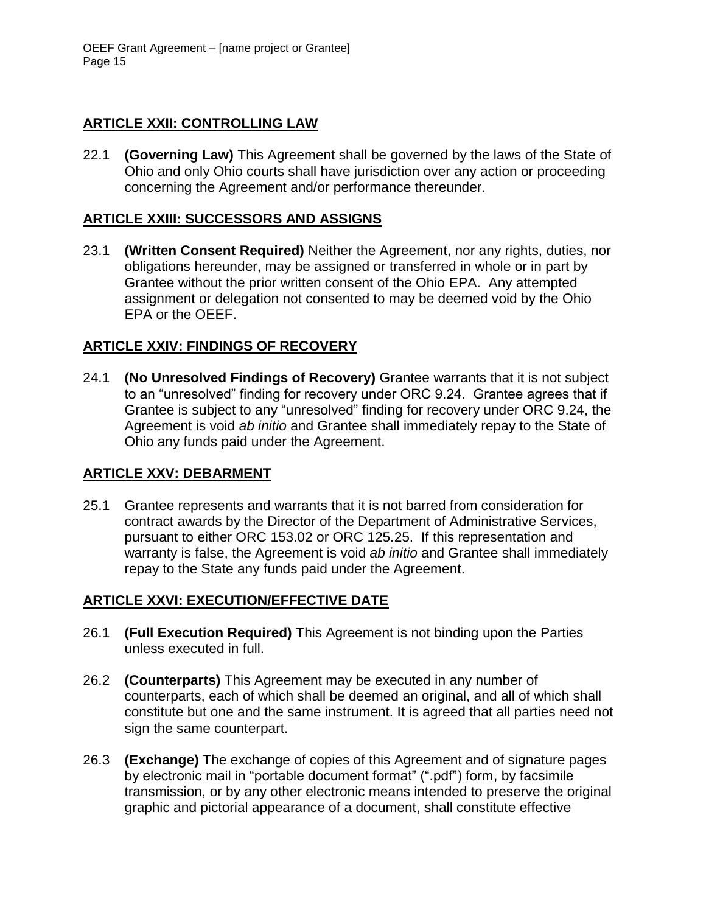## ARTICLE XXII: CONTROLLING LAW

22.1 **(Governing Law)** This Agreement shall be governed by the laws of the State of Ohio and only Ohio courts shall have jurisdiction over any action or proceeding concerning the Agreement and/or performance thereunder.

## ARTICLE XXIII: SUCCESSORS AND ASSIGNS

23.1 **(Written Consent Required)** Neither the Agreement, nor any rights, duties, nor obligations hereunder, may be assigned or transferred in whole or in part by Grantee without the prior written consent of the Ohio EPA. Any attempted assignment or delegation not consented to may be deemed void by the Ohio EPA or the OEEF.

## ARTICLE XXIV: FINDINGS OF RECOVERY

24.1 **(No Unresolved Findings of Recovery)** Grantee warrants that it is not subject to an "unresolved" finding for recovery under ORC 9.24. Grantee agrees that if Grantee is subject to any "unresolved" finding for recovery under ORC 9.24, the Agreement is void *ab initio* and Grantee shall immediately repay to the State of Ohio any funds paid under the Agreement.

## ARTICLE XXV: DEBARMENT

25.1 Grantee represents and warrants that it is not barred from consideration for contract awards by the Director of the Department of Administrative Services, pursuant to either ORC 153.02 or ORC 125.25. If this representation and warranty is false, the Agreement is void *ab initio* and Grantee shall immediately repay to the State any funds paid under the Agreement.

## ARTICLE XXVI: EXECUTION/EFFECTIVE DATE

26.1 **(Full Execution Required)** This Agreement is not binding upon the Parties unless executed in full.

26.2 **(Counterparts)** This Agreement may be executed in any number of counterparts, each of which shall be deemed an original, and all of which shall constitute but one and the same instrument. It is agreed that all parties need not sign the same counterpart.

26.3 **(Exchange)** The exchange of copies of this Agreement and of signature pages by electronic mail in "portable document format" (".pdf") form, by facsimile transmission, or by any other electronic means intended to preserve the original graphic and pictorial appearance of a document, shall constitute effective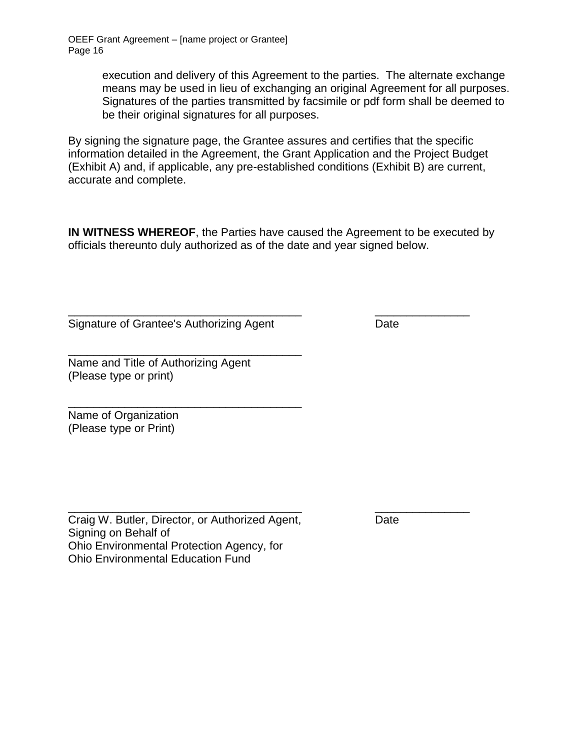execution and delivery of this Agreement to the parties. The alternate exchange means may be used in lieu of exchanging an original Agreement for all purposes. Signatures of the parties transmitted by facsimile or pdf form shall be deemed to be their original signatures for all purposes.

By signing the signature page, the Grantee assures and certifies that the specific information detailed in the Agreement, the Grant Application and the Project Budget (Exhibit A) and, if applicable, any pre-established conditions (Exhibit B) are current, accurate and complete.

**IN WITNESS WHEREOF**, the Parties have caused the Agreement to be executed by officials thereunto duly authorized as of the date and year signed below.

_____________________________________ _______________

Signature of Grantee's Authorizing Agent Date

_____________________________________

Name and Title of Authorizing Agent
(Please type or print)

_____________________________________

Name of Organization
(Please type or Print)

_____________________________________ _______________

Craig W. Butler, Director, or Authorized Agent, Date
Signing on Behalf of
Ohio Environmental Protection Agency, for
Ohio Environmental Education Fund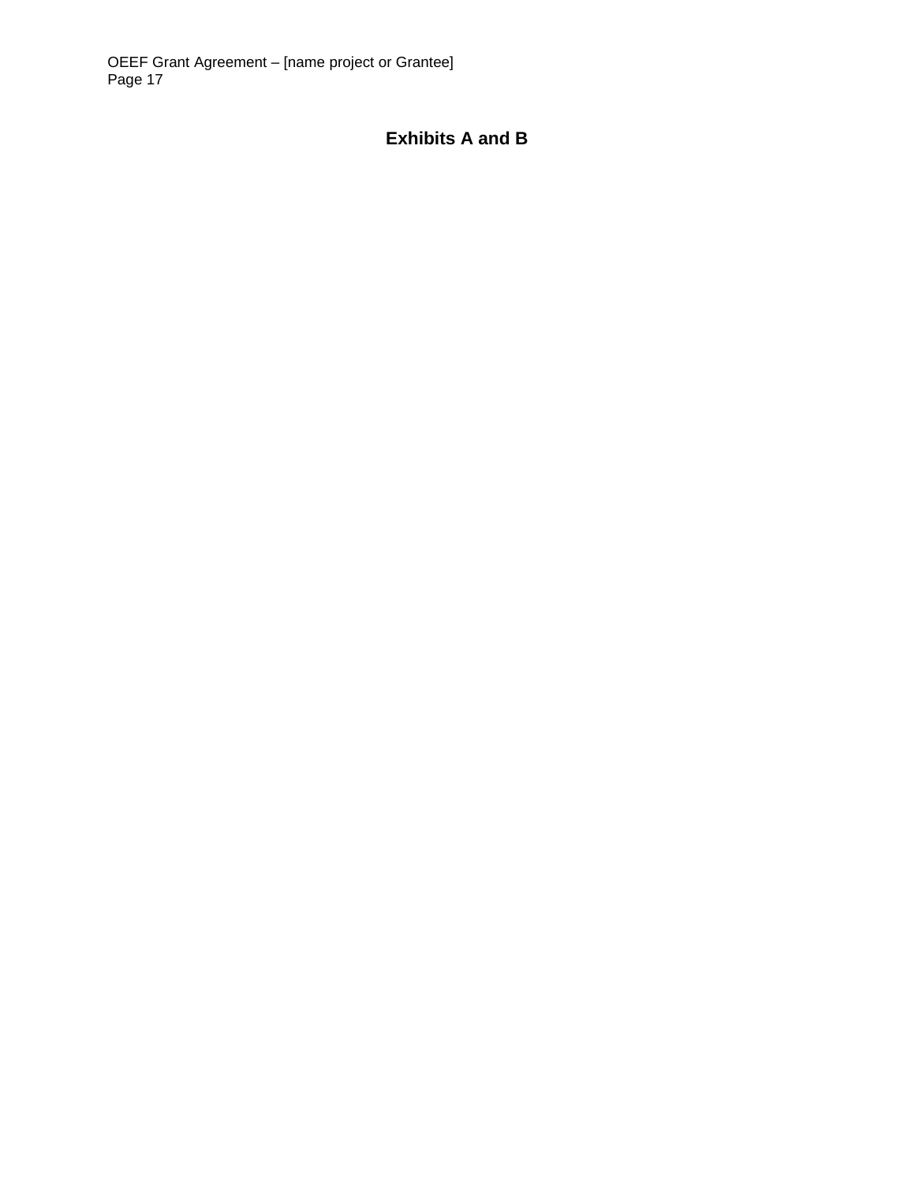# Exhibits A and B